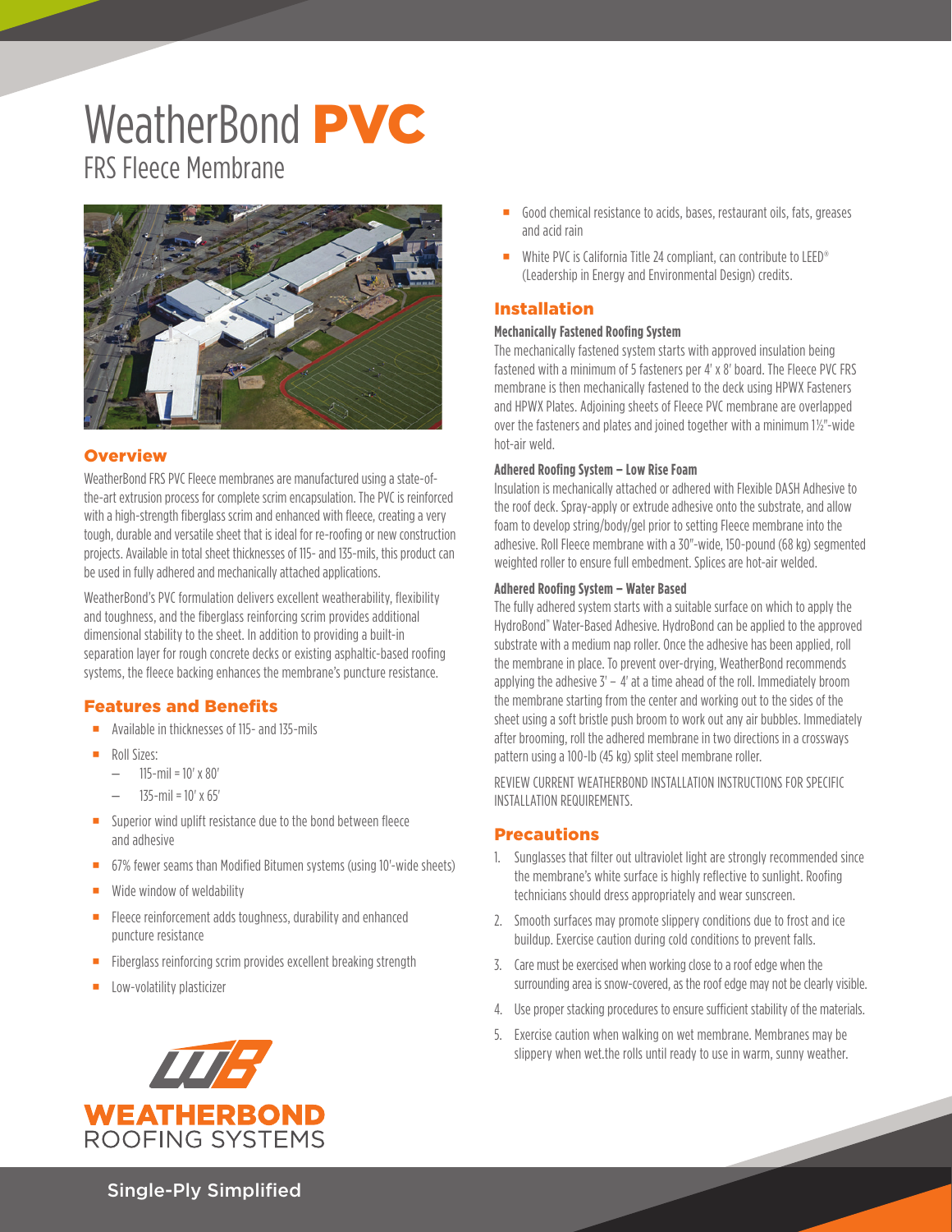# WeatherBond PVC

## FRS Fleece Membrane

## Overview

WeatherBond FRS PVC Fleece membranes are manufactured using a state-of-the-art extrusion process for complete scrim encapsulation. The PVC is reinforced with a high-strength fiberglass scrim and enhanced with fleece, creating a very tough, durable and versatile sheet that is ideal for re-roofing or new construction projects. Available in total sheet thicknesses of 115- and 135-mils, this product can be used in fully adhered and mechanically attached applications.

WeatherBond's PVC formulation delivers excellent weatherability, flexibility and toughness, and the fiberglass reinforcing scrim provides additional dimensional stability to the sheet. In addition to providing a built-in separation layer for rough concrete decks or existing asphaltic-based roofing systems, the fleece backing enhances the membrane's puncture resistance.

## Features and Benefits

- Available in thicknesses of 115- and 135-mils
- Roll Sizes:
  - 115-mil = 10' x 80'
  - 135-mil = 10' x 65'
- Superior wind uplift resistance due to the bond between fleece and adhesive
- 67% fewer seams than Modified Bitumen systems (using 10'-wide sheets)
- Wide window of weldability
- Fleece reinforcement adds toughness, durability and enhanced puncture resistance
- Fiberglass reinforcing scrim provides excellent breaking strength
- Low-volatility plasticizer
- Good chemical resistance to acids, bases, restaurant oils, fats, greases and acid rain
- White PVC is California Title 24 compliant, can contribute to LEED® (Leadership in Energy and Environmental Design) credits.

## Installation

### Mechanically Fastened Roofing System

The mechanically fastened system starts with approved insulation being fastened with a minimum of 5 fasteners per 4' x 8' board. The Fleece PVC FRS membrane is then mechanically fastened to the deck using HPWX Fasteners and HPWX Plates. Adjoining sheets of Fleece PVC membrane are overlapped over the fasteners and plates and joined together with a minimum 1½"-wide hot-air weld.

### Adhered Roofing System – Low Rise Foam

Insulation is mechanically attached or adhered with Flexible DASH Adhesive to the roof deck. Spray-apply or extrude adhesive onto the substrate, and allow foam to develop string/body/gel prior to setting Fleece membrane into the adhesive. Roll Fleece membrane with a 30"-wide, 150-pound (68 kg) segmented weighted roller to ensure full embedment. Splices are hot-air welded.

### Adhered Roofing System – Water Based

The fully adhered system starts with a suitable surface on which to apply the HydroBond™ Water-Based Adhesive. HydroBond can be applied to the approved substrate with a medium nap roller. Once the adhesive has been applied, roll the membrane in place. To prevent over-drying, WeatherBond recommends applying the adhesive 3' – 4' at a time ahead of the roll. Immediately broom the membrane starting from the center and working out to the sides of the sheet using a soft bristle push broom to work out any air bubbles. Immediately after brooming, roll the adhered membrane in two directions in a crossways pattern using a 100-lb (45 kg) split steel membrane roller.

REVIEW CURRENT WEATHERBOND INSTALLATION INSTRUCTIONS FOR SPECIFIC INSTALLATION REQUIREMENTS.

## Precautions

1. Sunglasses that filter out ultraviolet light are strongly recommended since the membrane's white surface is highly reflective to sunlight. Roofing technicians should dress appropriately and wear sunscreen.
2. Smooth surfaces may promote slippery conditions due to frost and ice buildup. Exercise caution during cold conditions to prevent falls.
3. Care must be exercised when working close to a roof edge when the surrounding area is snow-covered, as the roof edge may not be clearly visible.
4. Use proper stacking procedures to ensure sufficient stability of the materials.
5. Exercise caution when walking on wet membrane. Membranes may be slippery when wet.the rolls until ready to use in warm, sunny weather.

WEATHERBOND ROOFING SYSTEMS

Single-Ply Simplified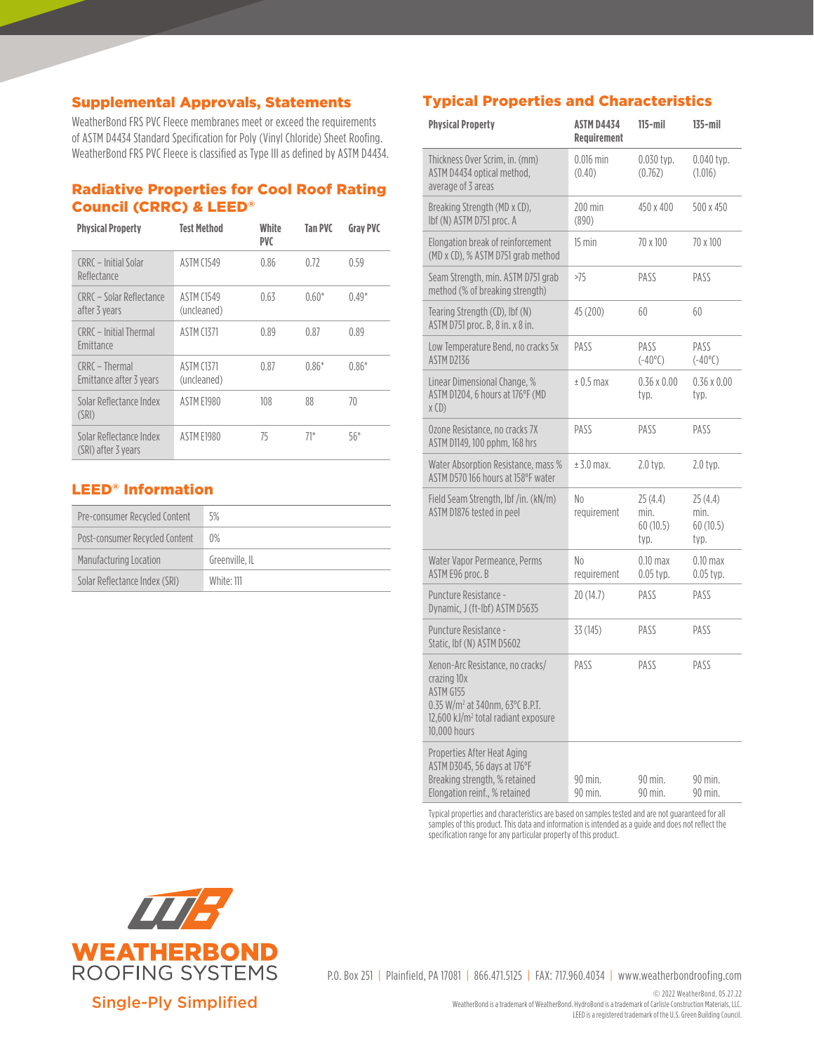## Supplemental Approvals, Statements

WeatherBond FRS PVC Fleece membranes meet or exceed the requirements of ASTM D4434 Standard Specification for Poly (Vinyl Chloride) Sheet Roofing. WeatherBond FRS PVC Fleece is classified as Type III as defined by ASTM D4434.

## Radiative Properties for Cool Roof Rating Council (CRRC) & LEED®

| Physical Property | Test Method | White PVC | Tan PVC | Gray PVC |
|---|---|---|---|---|
| CRRC – Initial Solar Reflectance | ASTM C1549 | 0.86 | 0.72 | 0.59 |
| CRRC – Solar Reflectance after 3 years | ASTM C1549 (uncleaned) | 0.63 | 0.60* | 0.49* |
| CRRC – Initial Thermal Emittance | ASTM C1371 | 0.89 | 0.87 | 0.89 |
| CRRC – Thermal Emittance after 3 years | ASTM C1371 (uncleaned) | 0.87 | 0.86* | 0.86* |
| Solar Reflectance Index (SRI) | ASTM E1980 | 108 | 88 | 70 |
| Solar Reflectance Index (SRI) after 3 years | ASTM E1980 | 75 | 71* | 56* |

## LEED® Information

| | |
|---|---|
| Pre-consumer Recycled Content | 5% |
| Post-consumer Recycled Content | 0% |
| Manufacturing Location | Greenville, IL |
| Solar Reflectance Index (SRI) | White: 111 |

## Typical Properties and Characteristics

| Physical Property | ASTM D4434 Requirement | 115-mil | 135-mil |
|---|---|---|---|
| Thickness Over Scrim, in. (mm) ASTM D4434 optical method, average of 3 areas | 0.016 min (0.40) | 0.030 typ. (0.762) | 0.040 typ. (1.016) |
| Breaking Strength (MD x CD), lbf (N) ASTM D751 proc. A | 200 min (890) | 450 x 400 | 500 x 450 |
| Elongation break of reinforcement (MD x CD), % ASTM D751 grab method | 15 min | 70 x 100 | 70 x 100 |
| Seam Strength, min. ASTM D751 grab method (% of breaking strength) | >75 | PASS | PASS |
| Tearing Strength (CD), lbf (N) ASTM D751 proc. B, 8 in. x 8 in. | 45 (200) | 60 | 60 |
| Low Temperature Bend, no cracks 5x ASTM D2136 | PASS | PASS (-40°C) | PASS (-40°C) |
| Linear Dimensional Change, % ASTM D1204, 6 hours at 176°F (MD x CD) | ± 0.5 max | 0.36 x 0.00 typ. | 0.36 x 0.00 typ. |
| Ozone Resistance, no cracks 7X ASTM D1149, 100 pphm, 168 hrs | PASS | PASS | PASS |
| Water Absorption Resistance, mass % ASTM D570 166 hours at 158°F water | ± 3.0 max. | 2.0 typ. | 2.0 typ. |
| Field Seam Strength, lbf /in. (kN/m) ASTM D1876 tested in peel | No requirement | 25 (4.4) min. 60 (10.5) typ. | 25 (4.4) min. 60 (10.5) typ. |
| Water Vapor Permeance, Perms ASTM E96 proc. B | No requirement | 0.10 max 0.05 typ. | 0.10 max 0.05 typ. |
| Puncture Resistance - Dynamic, J (ft-lbf) ASTM D5635 | 20 (14.7) | PASS | PASS |
| Puncture Resistance - Static, lbf (N) ASTM D5602 | 33 (145) | PASS | PASS |
| Xenon-Arc Resistance, no cracks/ crazing 10x ASTM G155 0.35 W/m² at 340nm, 63°C B.P.T. 12,600 kJ/m² total radiant exposure 10,000 hours | PASS | PASS | PASS |
| Properties After Heat Aging ASTM D3045, 56 days at 176°F Breaking strength, % retained Elongation reinf., % retained | 90 min. 90 min. | 90 min. 90 min. | 90 min. 90 min. |

Typical properties and characteristics are based on samples tested and are not guaranteed for all samples of this product. This data and information is intended as a guide and does not reflect the specification range for any particular property of this product.

WEATHERBOND ROOFING SYSTEMS

Single-Ply Simplified

P.O. Box 251 | Plainfield, PA 17081 | 866.471.5125 | FAX: 717.960.4034 | www.weatherbondroofing.com

© 2022 WeatherBond. 05.27.22
WeatherBond is a trademark of WeatherBond. HydroBond is a trademark of Carlisle Construction Materials, LLC.
LEED is a registered trademark of the U.S. Green Building Council.